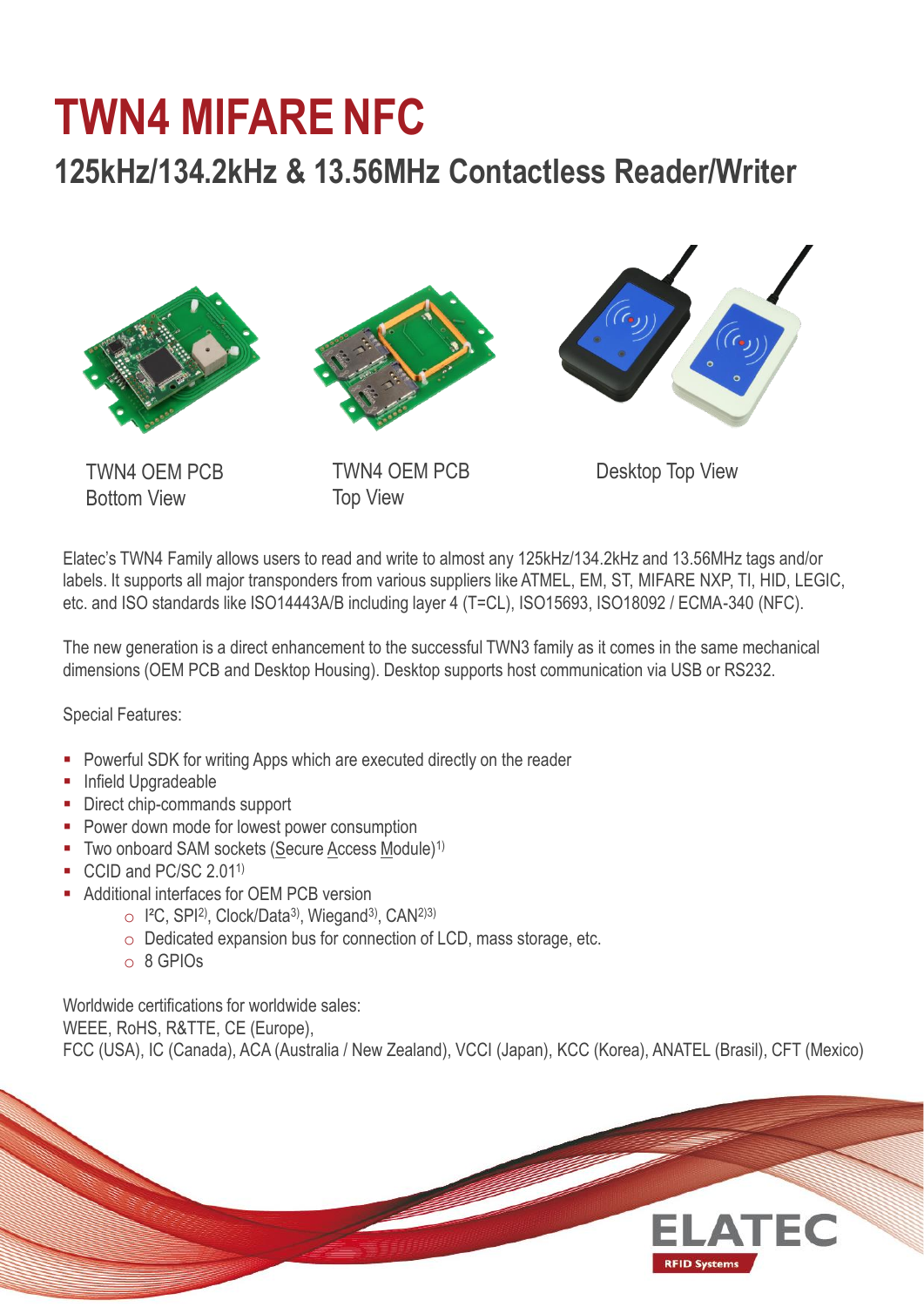# TWN4 MIFARE NFC

## 125kHz/134.2kHz & 13.56MHz Contactless Reader/Writer

TWN4 OEM PCB Bottom View

TWN4 OEM PCB Top View

Desktop Top View

Elatec's TWN4 Family allows users to read and write to almost any 125kHz/134.2kHz and 13.56MHz tags and/or labels. It supports all major transponders from various suppliers like ATMEL, EM, ST, MIFARE NXP, TI, HID, LEGIC, etc. and ISO standards like ISO14443A/B including layer 4 (T=CL), ISO15693, ISO18092 / ECMA-340 (NFC).

The new generation is a direct enhancement to the successful TWN3 family as it comes in the same mechanical dimensions (OEM PCB and Desktop Housing). Desktop supports host communication via USB or RS232.

Special Features:

- Powerful SDK for writing Apps which are executed directly on the reader
- Infield Upgradeable
- Direct chip-commands support
- Power down mode for lowest power consumption
- Two onboard SAM sockets (Secure Access Module)[1)]
- CCID and PC/SC 2.01[1)]
- Additional interfaces for OEM PCB version
  - I²C, SPI[2)], Clock/Data[3)], Wiegand[3)], CAN[2)3)]
  - Dedicated expansion bus for connection of LCD, mass storage, etc.
  - 8 GPIOs

Worldwide certifications for worldwide sales:
WEEE, RoHS, R&TTE, CE (Europe),
FCC (USA), IC (Canada), ACA (Australia / New Zealand), VCCI (Japan), KCC (Korea), ANATEL (Brasil), CFT (Mexico)

ELATEC RFID Systems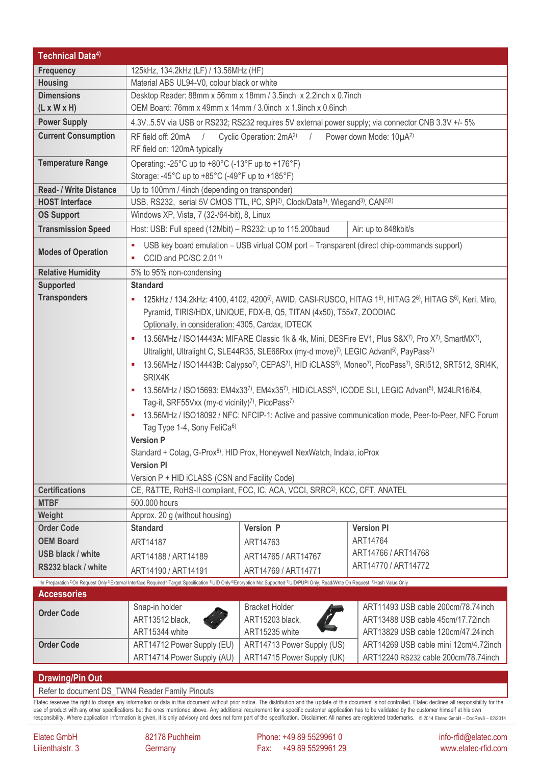## Technical Data[4)]

| | | | |
|---|---|---|---|
| **Frequency** | 125kHz, 134.2kHz (LF) / 13.56MHz (HF) | | |
| **Housing** | Material ABS UL94-V0, colour black or white | | |
| **Dimensions (L x W x H)** | Desktop Reader: 88mm x 56mm x 18mm / 3.5inch x 2.2inch x 0.7inch<br>OEM Board: 76mm x 49mm x 14mm / 3.0inch x 1.9inch x 0.6inch | | |
| **Power Supply** | 4.3V..5.5V via USB or RS232; RS232 requires 5V external power supply; via connector CNB 3.3V +/- 5% | | |
| **Current Consumption** | RF field off: 20mA / Cyclic Operation: 2mA[2)] / Power down Mode: 10µA[2)]<br>RF field on: 120mA typically | | |
| **Temperature Range** | Operating: -25°C up to +80°C (-13°F up to +176°F)<br>Storage: -45°C up to +85°C (-49°F up to +185°F) | | |
| **Read- / Write Distance** | Up to 100mm / 4inch (depending on transponder) | | |
| **HOST Interface** | USB, RS232, serial 5V CMOS TTL, I²C, SPI[2)], Clock/Data[3)], Wiegand[3)], CAN[2)3)] | | |
| **OS Support** | Windows XP, Vista, 7 (32-/64-bit), 8, Linux | | |
| **Transmission Speed** | Host: USB: Full speed (12Mbit) – RS232: up to 115.200baud | Air: up to 848kbit/s | |
| **Modes of Operation** | ▪ USB key board emulation – USB virtual COM port – Transparent (direct chip-commands support)<br>▪ CCID and PC/SC 2.01[1)] | | |
| **Relative Humidity** | 5% to 95% non-condensing | | |
| **Supported Transponders** | **Standard**<br>▪ 125kHz / 134.2kHz: 4100, 4102, 4200[5)], AWID, CASI-RUSCO, HITAG 1[6)], HITAG 2[6)], HITAG S[6)], Keri, Miro, Pyramid, TIRIS/HDX, UNIQUE, FDX-B, Q5, TITAN (4x50), T55x7, ZOODIAC<br>Optionally, in consideration: 4305, Cardax, IDTECK<br>▪ 13.56MHz / ISO14443A: MIFARE Classic 1k & 4k, Mini, DESFire EV1, Plus S&X[7)], Pro X[7)], SmartMX[7)], Ultralight, Ultralight C, SLE44R35, SLE66Rxx (my-d move)[7)], LEGIC Advant[5)], PayPass[7)]<br>▪ 13.56MHz / ISO14443B: Calypso[7)], CEPAS[7)], HID iCLASS[5)], Moneo[7)], PicoPass[7)], SRI512, SRT512, SRI4K, SRIX4K<br>▪ 13.56MHz / ISO15693: EM4x33[7)], EM4x35[7)], HID iCLASS[5)], ICODE SLI, LEGIC Advant[5)], M24LR16/64, Tag-it, SRF55Vxx (my-d vicinity)[7)], PicoPass[7)]<br>▪ 13.56MHz / ISO18092 / NFC: NFCIP-1: Active and passive communication mode, Peer-to-Peer, NFC Forum Tag Type 1-4, Sony FeliCa[6)]<br>**Version P**<br>Standard + Cotag, G-Prox[8)], HID Prox, Honeywell NexWatch, Indala, ioProx<br>**Version PI**<br>Version P + HID iCLASS (CSN and Facility Code) | | |
| **Certifications** | CE, R&TTE, RoHS-II compliant, FCC, IC, ACA, VCCI, SRRC[2)], KCC, CFT, ANATEL | | |
| **MTBF** | 500.000 hours | | |
| **Weight** | Approx. 20 g (without housing) | | |
| **Order Code** | **Standard** | **Version P** | **Version PI** |
| **OEM Board** | ART14187 | ART14763 | ART14764 |
| **USB black / white** | ART14188 / ART14189 | ART14765 / ART14767 | ART14766 / ART14768 |
| **RS232 black / white** | ART14190 / ART14191 | ART14769 / ART14771 | ART14770 / ART14772 |

[1)]In Preparation [2)]On Request Only [3)]External Interface Required [4)]Target Specification [5)]UID Only [6)]Encryption Not Supported [7)]UID/PUPI Only, Read/Write On Request [8)]Hash Value Only

## Accessories

| | | | |
|---|---|---|---|
| **Order Code** | Snap-in holder<br>ART13512 black,<br>ART15344 white | Bracket Holder<br>ART15203 black,<br>ART15235 white | ART11493 USB cable 200cm/78.74inch<br>ART13488 USB cable 45cm/17.72inch<br>ART13829 USB cable 120cm/47.24inch |
| **Order Code** | ART14712 Power Supply (EU)<br>ART14714 Power Supply (AU) | ART14713 Power Supply (US)<br>ART14715 Power Supply (UK) | ART14269 USB cable mini 12cm/4.72inch<br>ART12240 RS232 cable 200cm/78.74inch |

## Drawing/Pin Out

Refer to document DS_TWN4 Reader Family Pinouts

Elatec reserves the right to change any information or data in this document without prior notice. The distribution and the update of this document is not controlled. Elatec declines all responsibility for the use of product with any other specifications but the ones mentioned above. Any additional requirement for a specific customer application has to be validated by the customer himself at his own responsibility. Where application information is given, it is only advisory and does not form part of the specification. Disclaimer: All names are registered trademarks. © 2014 Elatec GmbH – DocRev8 – 02/2014

Elatec GmbH
Lilienthalstr. 3

82178 Puchheim
Germany

Phone: +49 89 5529961 0
Fax: +49 89 5529961 29

info-rfid@elatec.com
www.elatec-rfid.com